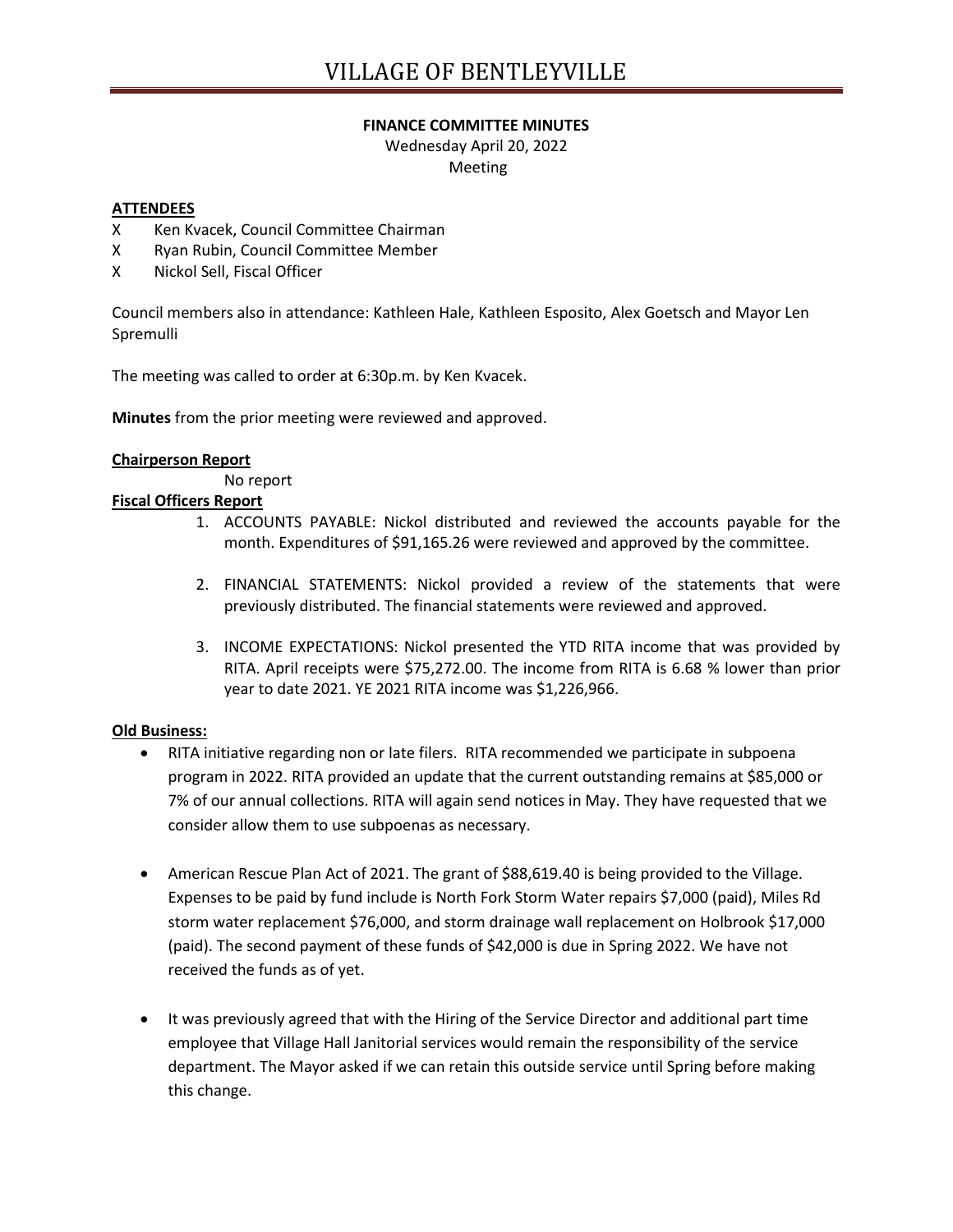# VILLAGE OF BENTLEYVILLE

**FINANCE COMMITTEE MINUTES**

Wednesday April 20, 2022

Meeting

**ATTENDEES**

X Ken Kvacek, Council Committee Chairman
X Ryan Rubin, Council Committee Member
X Nickol Sell, Fiscal Officer

Council members also in attendance: Kathleen Hale, Kathleen Esposito, Alex Goetsch and Mayor Len Spremulli

The meeting was called to order at 6:30p.m. by Ken Kvacek.

**Minutes** from the prior meeting were reviewed and approved.

**Chairperson Report**

No report

**Fiscal Officers Report**

1. ACCOUNTS PAYABLE: Nickol distributed and reviewed the accounts payable for the month. Expenditures of $91,165.26 were reviewed and approved by the committee.

2. FINANCIAL STATEMENTS: Nickol provided a review of the statements that were previously distributed. The financial statements were reviewed and approved.

3. INCOME EXPECTATIONS: Nickol presented the YTD RITA income that was provided by RITA. April receipts were $75,272.00. The income from RITA is 6.68 % lower than prior year to date 2021. YE 2021 RITA income was $1,226,966.

**Old Business:**

- RITA initiative regarding non or late filers. RITA recommended we participate in subpoena program in 2022. RITA provided an update that the current outstanding remains at $85,000 or 7% of our annual collections. RITA will again send notices in May. They have requested that we consider allow them to use subpoenas as necessary.

- American Rescue Plan Act of 2021. The grant of $88,619.40 is being provided to the Village. Expenses to be paid by fund include is North Fork Storm Water repairs $7,000 (paid), Miles Rd storm water replacement $76,000, and storm drainage wall replacement on Holbrook $17,000 (paid). The second payment of these funds of $42,000 is due in Spring 2022. We have not received the funds as of yet.

- It was previously agreed that with the Hiring of the Service Director and additional part time employee that Village Hall Janitorial services would remain the responsibility of the service department. The Mayor asked if we can retain this outside service until Spring before making this change.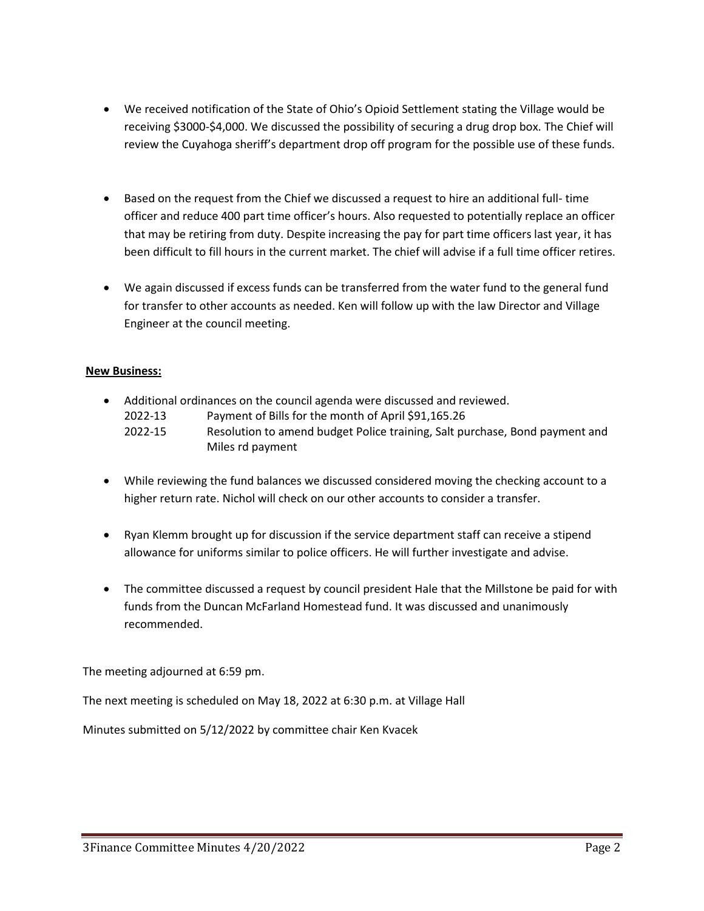- We received notification of the State of Ohio's Opioid Settlement stating the Village would be receiving $3000-$4,000. We discussed the possibility of securing a drug drop box. The Chief will review the Cuyahoga sheriff's department drop off program for the possible use of these funds.

- Based on the request from the Chief we discussed a request to hire an additional full- time officer and reduce 400 part time officer's hours. Also requested to potentially replace an officer that may be retiring from duty. Despite increasing the pay for part time officers last year, it has been difficult to fill hours in the current market. The chief will advise if a full time officer retires.

- We again discussed if excess funds can be transferred from the water fund to the general fund for transfer to other accounts as needed. Ken will follow up with the law Director and Village Engineer at the council meeting.

**New Business:**

- Additional ordinances on the council agenda were discussed and reviewed.
  2022-13 Payment of Bills for the month of April $91,165.26
  2022-15 Resolution to amend budget Police training, Salt purchase, Bond payment and Miles rd payment

- While reviewing the fund balances we discussed considered moving the checking account to a higher return rate. Nichol will check on our other accounts to consider a transfer.

- Ryan Klemm brought up for discussion if the service department staff can receive a stipend allowance for uniforms similar to police officers. He will further investigate and advise.

- The committee discussed a request by council president Hale that the Millstone be paid for with funds from the Duncan McFarland Homestead fund. It was discussed and unanimously recommended.

The meeting adjourned at 6:59 pm.

The next meeting is scheduled on May 18, 2022 at 6:30 p.m. at Village Hall

Minutes submitted on 5/12/2022 by committee chair Ken Kvacek